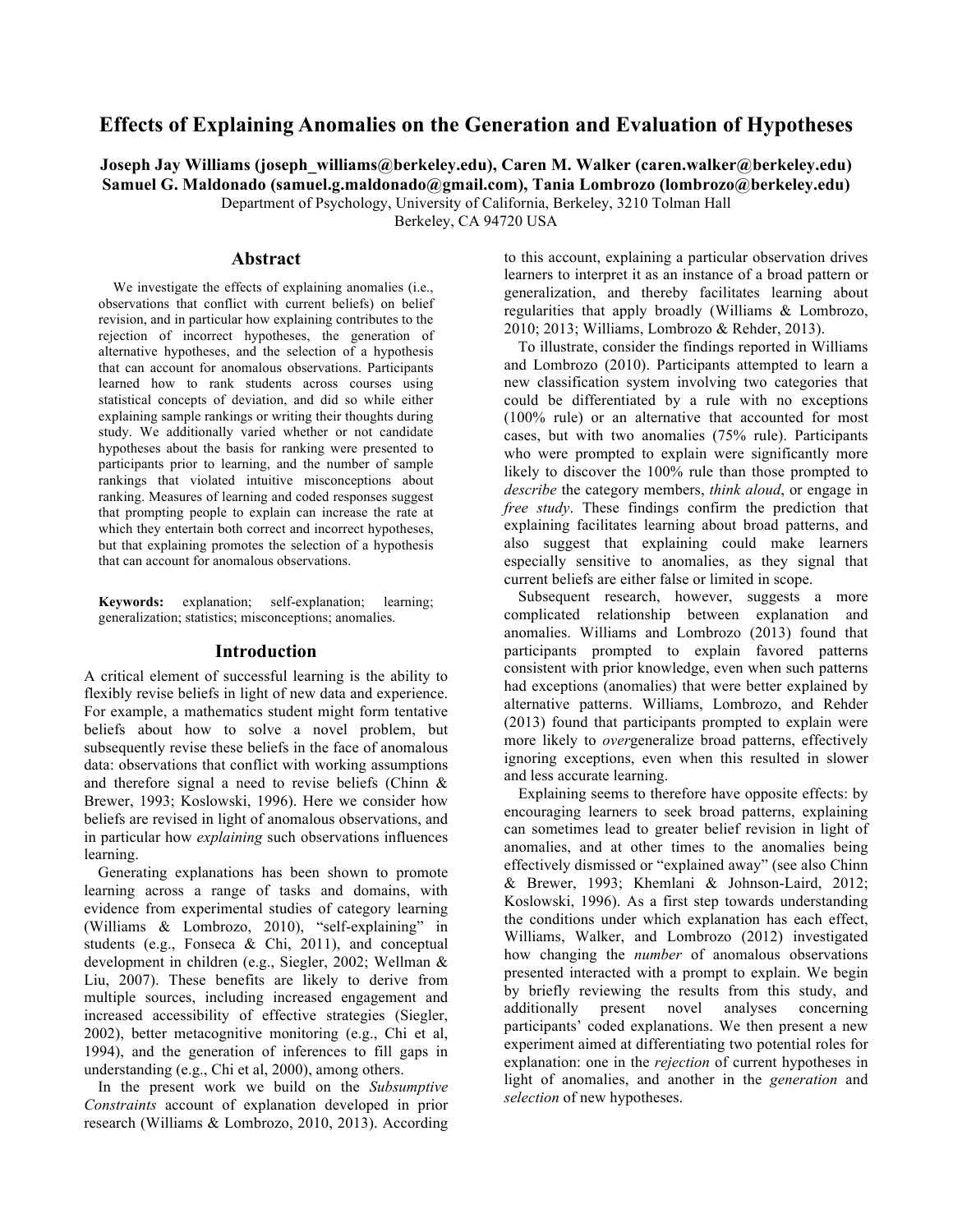# Effects of Explaining Anomalies on the Generation and Evaluation of Hypotheses

**Joseph Jay Williams (joseph_williams@berkeley.edu), Caren M. Walker (caren.walker@berkeley.edu)**
**Samuel G. Maldonado (samuel.g.maldonado@gmail.com), Tania Lombrozo (lombrozo@berkeley.edu)**
Department of Psychology, University of California, Berkeley, 3210 Tolman Hall
Berkeley, CA 94720 USA

## Abstract

We investigate the effects of explaining anomalies (i.e., observations that conflict with current beliefs) on belief revision, and in particular how explaining contributes to the rejection of incorrect hypotheses, the generation of alternative hypotheses, and the selection of a hypothesis that can account for anomalous observations. Participants learned how to rank students across courses using statistical concepts of deviation, and did so while either explaining sample rankings or writing their thoughts during study. We additionally varied whether or not candidate hypotheses about the basis for ranking were presented to participants prior to learning, and the number of sample rankings that violated intuitive misconceptions about ranking. Measures of learning and coded responses suggest that prompting people to explain can increase the rate at which they entertain both correct and incorrect hypotheses, but that explaining promotes the selection of a hypothesis that can account for anomalous observations.

**Keywords:** explanation; self-explanation; learning; generalization; statistics; misconceptions; anomalies.

## Introduction

A critical element of successful learning is the ability to flexibly revise beliefs in light of new data and experience. For example, a mathematics student might form tentative beliefs about how to solve a novel problem, but subsequently revise these beliefs in the face of anomalous data: observations that conflict with working assumptions and therefore signal a need to revise beliefs (Chinn & Brewer, 1993; Koslowski, 1996). Here we consider how beliefs are revised in light of anomalous observations, and in particular how *explaining* such observations influences learning.

Generating explanations has been shown to promote learning across a range of tasks and domains, with evidence from experimental studies of category learning (Williams & Lombrozo, 2010), "self-explaining" in students (e.g., Fonseca & Chi, 2011), and conceptual development in children (e.g., Siegler, 2002; Wellman & Liu, 2007). These benefits are likely to derive from multiple sources, including increased engagement and increased accessibility of effective strategies (Siegler, 2002), better metacognitive monitoring (e.g., Chi et al, 1994), and the generation of inferences to fill gaps in understanding (e.g., Chi et al, 2000), among others.

In the present work we build on the *Subsumptive Constraints* account of explanation developed in prior research (Williams & Lombrozo, 2010, 2013). According to this account, explaining a particular observation drives learners to interpret it as an instance of a broad pattern or generalization, and thereby facilitates learning about regularities that apply broadly (Williams & Lombrozo, 2010; 2013; Williams, Lombrozo & Rehder, 2013).

To illustrate, consider the findings reported in Williams and Lombrozo (2010). Participants attempted to learn a new classification system involving two categories that could be differentiated by a rule with no exceptions (100% rule) or an alternative that accounted for most cases, but with two anomalies (75% rule). Participants who were prompted to explain were significantly more likely to discover the 100% rule than those prompted to *describe* the category members, *think aloud*, or engage in *free study*. These findings confirm the prediction that explaining facilitates learning about broad patterns, and also suggest that explaining could make learners especially sensitive to anomalies, as they signal that current beliefs are either false or limited in scope.

Subsequent research, however, suggests a more complicated relationship between explanation and anomalies. Williams and Lombrozo (2013) found that participants prompted to explain favored patterns consistent with prior knowledge, even when such patterns had exceptions (anomalies) that were better explained by alternative patterns. Williams, Lombrozo, and Rehder (2013) found that participants prompted to explain were more likely to *over*generalize broad patterns, effectively ignoring exceptions, even when this resulted in slower and less accurate learning.

Explaining seems to therefore have opposite effects: by encouraging learners to seek broad patterns, explaining can sometimes lead to greater belief revision in light of anomalies, and at other times to the anomalies being effectively dismissed or "explained away" (see also Chinn & Brewer, 1993; Khemlani & Johnson-Laird, 2012; Koslowski, 1996). As a first step towards understanding the conditions under which explanation has each effect, Williams, Walker, and Lombrozo (2012) investigated how changing the *number* of anomalous observations presented interacted with a prompt to explain. We begin by briefly reviewing the results from this study, and additionally present novel analyses concerning participants' coded explanations. We then present a new experiment aimed at differentiating two potential roles for explanation: one in the *rejection* of current hypotheses in light of anomalies, and another in the *generation* and *selection* of new hypotheses.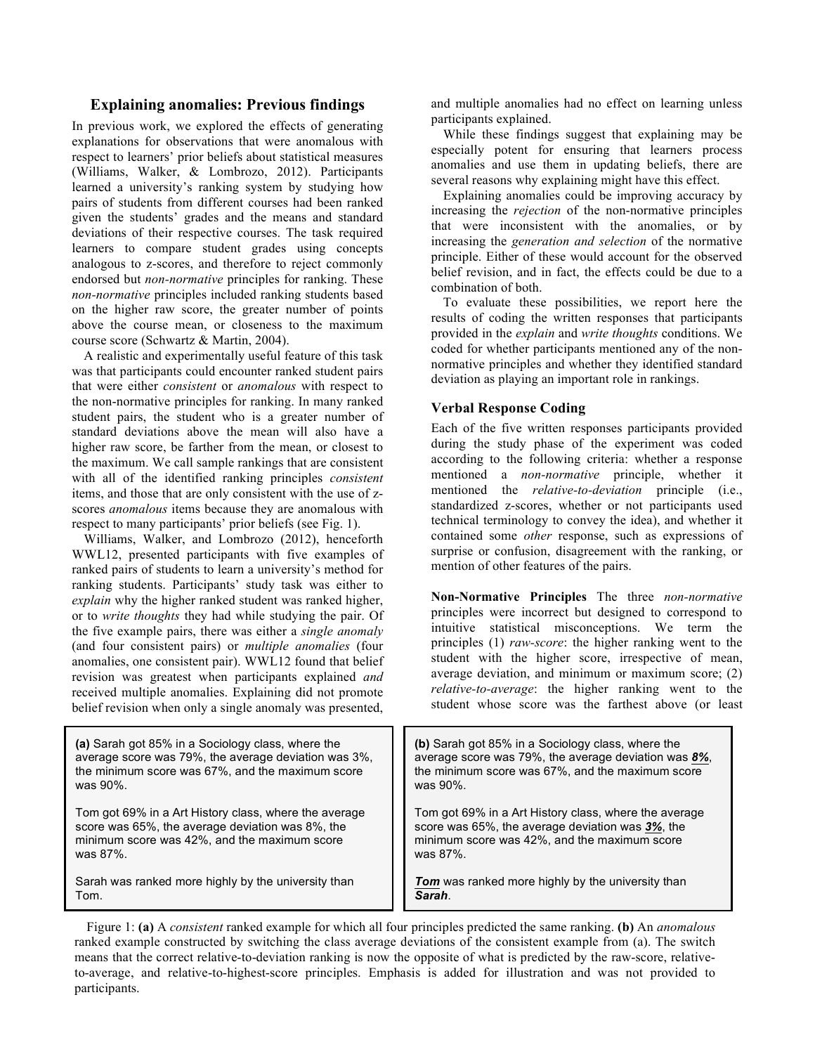## Explaining anomalies: Previous findings

In previous work, we explored the effects of generating explanations for observations that were anomalous with respect to learners' prior beliefs about statistical measures (Williams, Walker, & Lombrozo, 2012). Participants learned a university's ranking system by studying how pairs of students from different courses had been ranked given the students' grades and the means and standard deviations of their respective courses. The task required learners to compare student grades using concepts analogous to z-scores, and therefore to reject commonly endorsed but *non-normative* principles for ranking. These *non-normative* principles included ranking students based on the higher raw score, the greater number of points above the course mean, or closeness to the maximum course score (Schwartz & Martin, 2004).

A realistic and experimentally useful feature of this task was that participants could encounter ranked student pairs that were either *consistent* or *anomalous* with respect to the non-normative principles for ranking. In many ranked student pairs, the student who is a greater number of standard deviations above the mean will also have a higher raw score, be farther from the mean, or closest to the maximum. We call sample rankings that are consistent with all of the identified ranking principles *consistent* items, and those that are only consistent with the use of z-scores *anomalous* items because they are anomalous with respect to many participants' prior beliefs (see Fig. 1).

Williams, Walker, and Lombrozo (2012), henceforth WWL12, presented participants with five examples of ranked pairs of students to learn a university's method for ranking students. Participants' study task was either to *explain* why the higher ranked student was ranked higher, or to *write thoughts* they had while studying the pair. Of the five example pairs, there was either a *single anomaly* (and four consistent pairs) or *multiple anomalies* (four anomalies, one consistent pair). WWL12 found that belief revision was greatest when participants explained *and* received multiple anomalies. Explaining did not promote belief revision when only a single anomaly was presented, and multiple anomalies had no effect on learning unless participants explained.

While these findings suggest that explaining may be especially potent for ensuring that learners process anomalies and use them in updating beliefs, there are several reasons why explaining might have this effect.

Explaining anomalies could be improving accuracy by increasing the *rejection* of the non-normative principles that were inconsistent with the anomalies, or by increasing the *generation and selection* of the normative principle. Either of these would account for the observed belief revision, and in fact, the effects could be due to a combination of both.

To evaluate these possibilities, we report here the results of coding the written responses that participants provided in the *explain* and *write thoughts* conditions. We coded for whether participants mentioned any of the non-normative principles and whether they identified standard deviation as playing an important role in rankings.

### Verbal Response Coding

Each of the five written responses participants provided during the study phase of the experiment was coded according to the following criteria: whether a response mentioned a *non-normative* principle, whether it mentioned the *relative-to-deviation* principle (i.e., standardized z-scores, whether or not participants used technical terminology to convey the idea), and whether it contained some *other* response, such as expressions of surprise or confusion, disagreement with the ranking, or mention of other features of the pairs.

**Non-Normative Principles** The three *non-normative* principles were incorrect but designed to correspond to intuitive statistical misconceptions. We term the principles (1) *raw-score*: the higher ranking went to the student with the higher score, irrespective of mean, average deviation, and minimum or maximum score; (2) *relative-to-average*: the higher ranking went to the student whose score was the farthest above (or least

> **(a)** Sarah got 85% in a Sociology class, where the average score was 79%, the average deviation was 3%, the minimum score was 67%, and the maximum score was 90%.
>
> Tom got 69% in a Art History class, where the average score was 65%, the average deviation was 8%, the minimum score was 42%, and the maximum score was 87%.
>
> Sarah was ranked more highly by the university than Tom.

> **(b)** Sarah got 85% in a Sociology class, where the average score was 79%, the average deviation was ***8%***, the minimum score was 67%, and the maximum score was 90%.
>
> Tom got 69% in a Art History class, where the average score was 65%, the average deviation was ***3%***, the minimum score was 42%, and the maximum score was 87%.
>
> ***Tom*** was ranked more highly by the university than ***Sarah***.

Figure 1: **(a)** A *consistent* ranked example for which all four principles predicted the same ranking. **(b)** An *anomalous* ranked example constructed by switching the class average deviations of the consistent example from (a). The switch means that the correct relative-to-deviation ranking is now the opposite of what is predicted by the raw-score, relative-to-average, and relative-to-highest-score principles. Emphasis is added for illustration and was not provided to participants.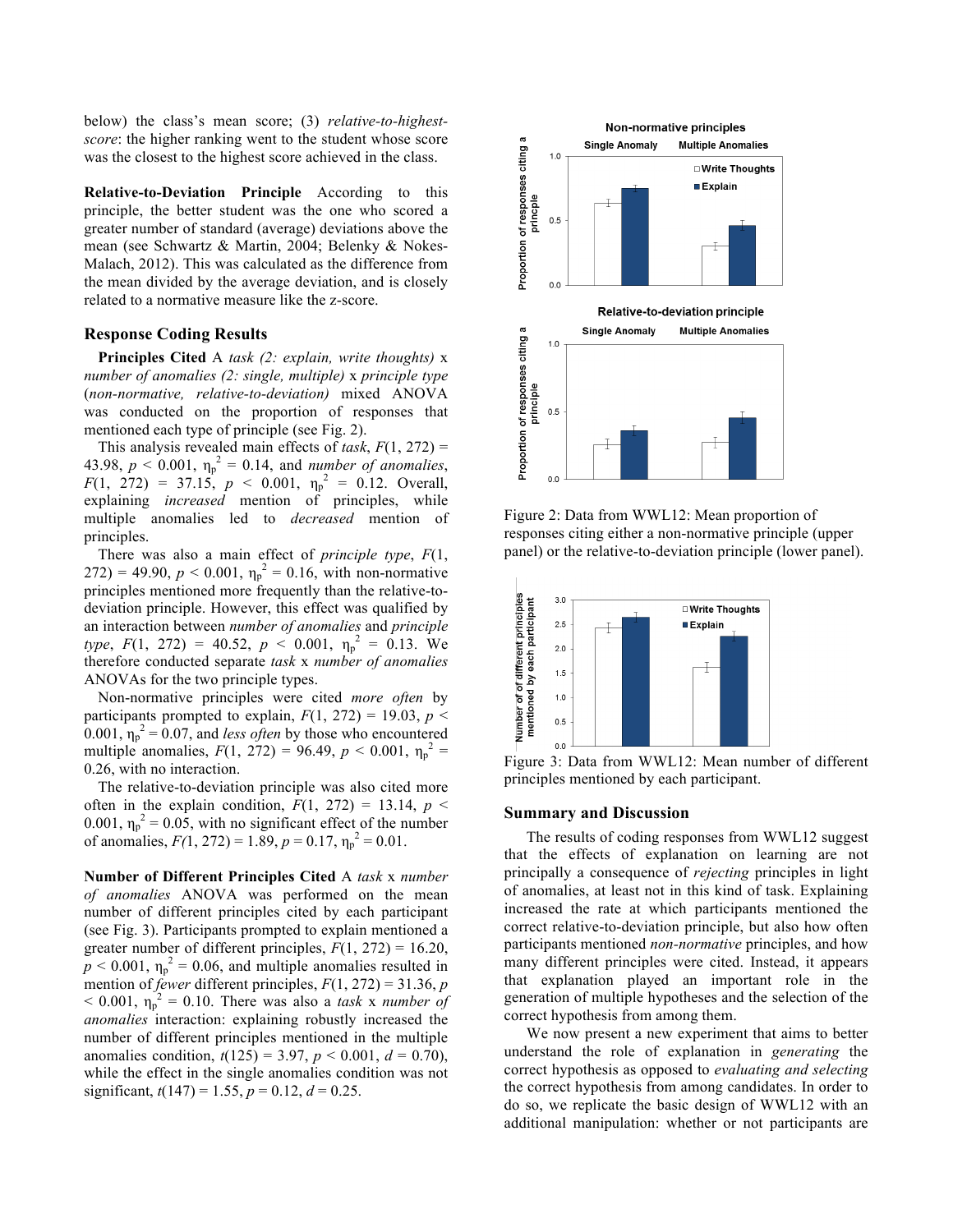below) the class's mean score; (3) *relative-to-highest-score*: the higher ranking went to the student whose score was the closest to the highest score achieved in the class.

**Relative-to-Deviation Principle** According to this principle, the better student was the one who scored a greater number of standard (average) deviations above the mean (see Schwartz & Martin, 2004; Belenky & Nokes-Malach, 2012). This was calculated as the difference from the mean divided by the average deviation, and is closely related to a normative measure like the z-score.

### Response Coding Results

**Principles Cited** A *task (2: explain, write thoughts)* x *number of anomalies (2: single, multiple)* x *principle type* (*non-normative, relative-to-deviation)* mixed ANOVA was conducted on the proportion of responses that mentioned each type of principle (see Fig. 2).

This analysis revealed main effects of *task*, $F(1, 272) = 43.98$, $p < 0.001$, $\eta_p^2 = 0.14$, and *number of anomalies*, $F(1, 272) = 37.15$, $p < 0.001$, $\eta_p^2 = 0.12$. Overall, explaining *increased* mention of principles, while multiple anomalies led to *decreased* mention of principles.

There was also a main effect of *principle type*, $F(1, 272) = 49.90$, $p < 0.001$, $\eta_p^2 = 0.16$, with non-normative principles mentioned more frequently than the relative-to-deviation principle. However, this effect was qualified by an interaction between *number of anomalies* and *principle type*, $F(1, 272) = 40.52$, $p < 0.001$, $\eta_p^2 = 0.13$. We therefore conducted separate *task* x *number of anomalies* ANOVAs for the two principle types.

Non-normative principles were cited *more often* by participants prompted to explain, $F(1, 272) = 19.03$, $p < 0.001$, $\eta_p^2 = 0.07$, and *less often* by those who encountered multiple anomalies, $F(1, 272) = 96.49$, $p < 0.001$, $\eta_p^2 = 0.26$, with no interaction.

The relative-to-deviation principle was also cited more often in the explain condition, $F(1, 272) = 13.14$, $p < 0.001$, $\eta_p^2 = 0.05$, with no significant effect of the number of anomalies, $F(1, 272) = 1.89$, $p = 0.17$, $\eta_p^2 = 0.01$.

**Number of Different Principles Cited** A *task* x *number of anomalies* ANOVA was performed on the mean number of different principles cited by each participant (see Fig. 3). Participants prompted to explain mentioned a greater number of different principles, $F(1, 272) = 16.20$, $p < 0.001$, $\eta_p^2 = 0.06$, and multiple anomalies resulted in mention of *fewer* different principles, $F(1, 272) = 31.36$, $p < 0.001$, $\eta_p^2 = 0.10$. There was also a *task* x *number of anomalies* interaction: explaining robustly increased the number of different principles mentioned in the multiple anomalies condition, $t(125) = 3.97$, $p < 0.001$, $d = 0.70$), while the effect in the single anomalies condition was not significant, $t(147) = 1.55$, $p = 0.12$, $d = 0.25$.

Figure 2: Data from WWL12: Mean proportion of responses citing either a non-normative principle (upper panel) or the relative-to-deviation principle (lower panel).

Figure 3: Data from WWL12: Mean number of different principles mentioned by each participant.

### Summary and Discussion

The results of coding responses from WWL12 suggest that the effects of explanation on learning are not principally a consequence of *rejecting* principles in light of anomalies, at least not in this kind of task. Explaining increased the rate at which participants mentioned the correct relative-to-deviation principle, but also how often participants mentioned *non-normative* principles, and how many different principles were cited. Instead, it appears that explanation played an important role in the generation of multiple hypotheses and the selection of the correct hypothesis from among them.

We now present a new experiment that aims to better understand the role of explanation in *generating* the correct hypothesis as opposed to *evaluating and selecting* the correct hypothesis from among candidates. In order to do so, we replicate the basic design of WWL12 with an additional manipulation: whether or not participants are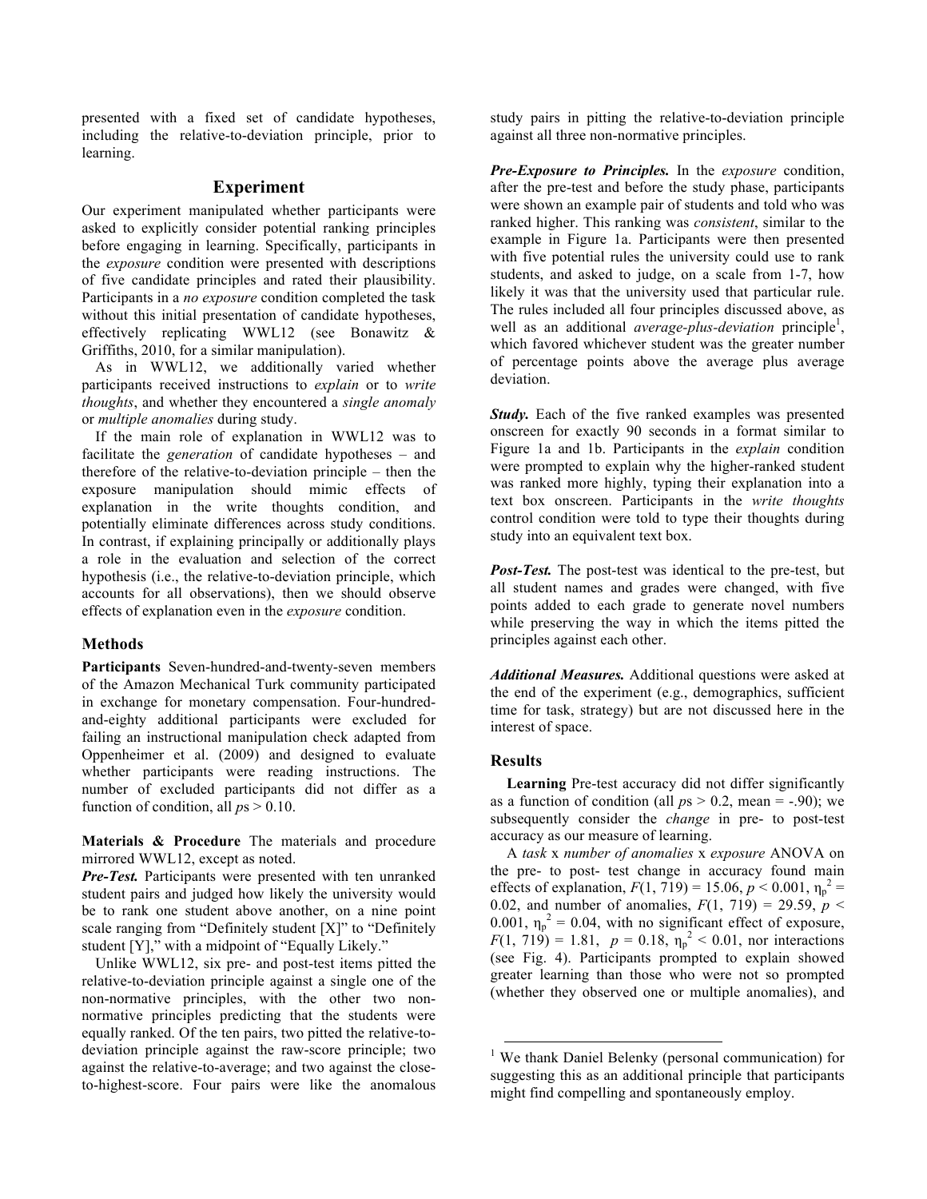presented with a fixed set of candidate hypotheses, including the relative-to-deviation principle, prior to learning.

## Experiment

Our experiment manipulated whether participants were asked to explicitly consider potential ranking principles before engaging in learning. Specifically, participants in the *exposure* condition were presented with descriptions of five candidate principles and rated their plausibility. Participants in a *no exposure* condition completed the task without this initial presentation of candidate hypotheses, effectively replicating WWL12 (see Bonawitz & Griffiths, 2010, for a similar manipulation).

As in WWL12, we additionally varied whether participants received instructions to *explain* or to *write thoughts*, and whether they encountered a *single anomaly* or *multiple anomalies* during study.

If the main role of explanation in WWL12 was to facilitate the *generation* of candidate hypotheses – and therefore of the relative-to-deviation principle – then the exposure manipulation should mimic effects of explanation in the write thoughts condition, and potentially eliminate differences across study conditions. In contrast, if explaining principally or additionally plays a role in the evaluation and selection of the correct hypothesis (i.e., the relative-to-deviation principle, which accounts for all observations), then we should observe effects of explanation even in the *exposure* condition.

### Methods

**Participants** Seven-hundred-and-twenty-seven members of the Amazon Mechanical Turk community participated in exchange for monetary compensation. Four-hundred-and-eighty additional participants were excluded for failing an instructional manipulation check adapted from Oppenheimer et al. (2009) and designed to evaluate whether participants were reading instructions. The number of excluded participants did not differ as a function of condition, all $p$s > 0.10.

**Materials & Procedure** The materials and procedure mirrored WWL12, except as noted.

***Pre-Test.*** Participants were presented with ten unranked student pairs and judged how likely the university would be to rank one student above another, on a nine point scale ranging from "Definitely student [X]" to "Definitely student [Y]," with a midpoint of "Equally Likely."

Unlike WWL12, six pre- and post-test items pitted the relative-to-deviation principle against a single one of the non-normative principles, with the other two non-normative principles predicting that the students were equally ranked. Of the ten pairs, two pitted the relative-to-deviation principle against the raw-score principle; two against the relative-to-average; and two against the close-to-highest-score. Four pairs were like the anomalous study pairs in pitting the relative-to-deviation principle against all three non-normative principles.

***Pre-Exposure to Principles.*** In the *exposure* condition, after the pre-test and before the study phase, participants were shown an example pair of students and told who was ranked higher. This ranking was *consistent*, similar to the example in Figure 1a. Participants were then presented with five potential rules the university could use to rank students, and asked to judge, on a scale from 1-7, how likely it was that the university used that particular rule. The rules included all four principles discussed above, as well as an additional *average-plus-deviation* principle[1], which favored whichever student was the greater number of percentage points above the average plus average deviation.

***Study.*** Each of the five ranked examples was presented onscreen for exactly 90 seconds in a format similar to Figure 1a and 1b. Participants in the *explain* condition were prompted to explain why the higher-ranked student was ranked more highly, typing their explanation into a text box onscreen. Participants in the *write thoughts* control condition were told to type their thoughts during study into an equivalent text box.

***Post-Test.*** The post-test was identical to the pre-test, but all student names and grades were changed, with five points added to each grade to generate novel numbers while preserving the way in which the items pitted the principles against each other.

***Additional Measures.*** Additional questions were asked at the end of the experiment (e.g., demographics, sufficient time for task, strategy) but are not discussed here in the interest of space.

### Results

**Learning** Pre-test accuracy did not differ significantly as a function of condition (all $p$s > 0.2, mean = -.90); we subsequently consider the *change* in pre- to post-test accuracy as our measure of learning.

A *task* x *number of anomalies* x *exposure* ANOVA on the pre- to post- test change in accuracy found main effects of explanation, $F(1, 719) = 15.06$, $p < 0.001$, $\eta_p^2 = 0.02$, and number of anomalies, $F(1, 719) = 29.59$, $p < 0.001$, $\eta_p^2 = 0.04$, with no significant effect of exposure, $F(1, 719) = 1.81$, $p = 0.18$, $\eta_p^2 < 0.01$, nor interactions (see Fig. 4). Participants prompted to explain showed greater learning than those who were not so prompted (whether they observed one or multiple anomalies), and

[1] We thank Daniel Belenky (personal communication) for suggesting this as an additional principle that participants might find compelling and spontaneously employ.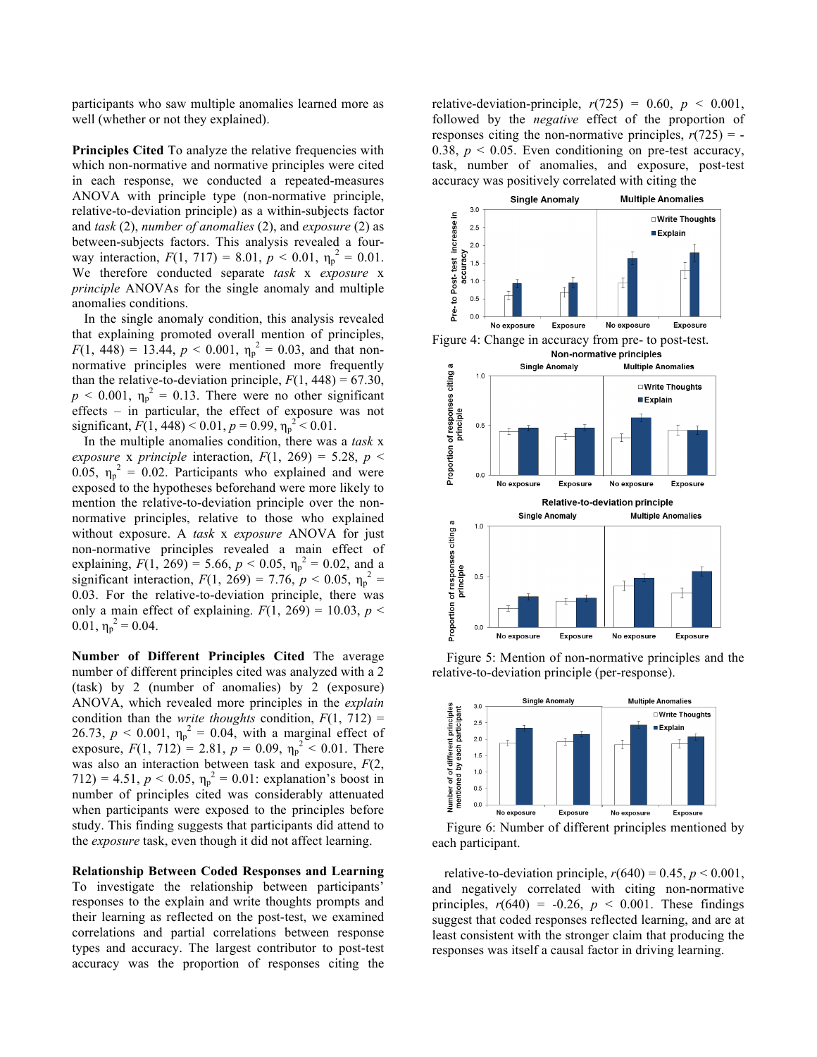participants who saw multiple anomalies learned more as well (whether or not they explained).

**Principles Cited** To analyze the relative frequencies with which non-normative and normative principles were cited in each response, we conducted a repeated-measures ANOVA with principle type (non-normative principle, relative-to-deviation principle) as a within-subjects factor and *task* (2), *number of anomalies* (2), and *exposure* (2) as between-subjects factors. This analysis revealed a four-way interaction, $F(1, 717) = 8.01$, $p < 0.01$, $\eta_p^2 = 0.01$. We therefore conducted separate *task* x *exposure* x *principle* ANOVAs for the single anomaly and multiple anomalies conditions.

In the single anomaly condition, this analysis revealed that explaining promoted overall mention of principles, $F(1, 448) = 13.44$, $p < 0.001$, $\eta_p^2 = 0.03$, and that non-normative principles were mentioned more frequently than the relative-to-deviation principle, $F(1, 448) = 67.30$, $p < 0.001$, $\eta_p^2 = 0.13$. There were no other significant effects – in particular, the effect of exposure was not significant, $F(1, 448) < 0.01$, $p = 0.99$, $\eta_p^2 < 0.01$.

In the multiple anomalies condition, there was a *task* x *exposure* x *principle* interaction, $F(1, 269) = 5.28$, $p < 0.05$, $\eta_p^2 = 0.02$. Participants who explained and were exposed to the hypotheses beforehand were more likely to mention the relative-to-deviation principle over the non-normative principles, relative to those who explained without exposure. A *task* x *exposure* ANOVA for just non-normative principles revealed a main effect of explaining, $F(1, 269) = 5.66$, $p < 0.05$, $\eta_p^2 = 0.02$, and a significant interaction, $F(1, 269) = 7.76$, $p < 0.05$, $\eta_p^2 = 0.03$. For the relative-to-deviation principle, there was only a main effect of explaining. $F(1, 269) = 10.03$, $p < 0.01$, $\eta_p^2 = 0.04$.

**Number of Different Principles Cited** The average number of different principles cited was analyzed with a 2 (task) by 2 (number of anomalies) by 2 (exposure) ANOVA, which revealed more principles in the *explain* condition than the *write thoughts* condition, $F(1, 712) = 26.73$, $p < 0.001$, $\eta_p^2 = 0.04$, with a marginal effect of exposure, $F(1, 712) = 2.81$, $p = 0.09$, $\eta_p^2 < 0.01$. There was also an interaction between task and exposure, $F(2, 712) = 4.51$, $p < 0.05$, $\eta_p^2 = 0.01$: explanation's boost in number of principles cited was considerably attenuated when participants were exposed to the principles before study. This finding suggests that participants did attend to the *exposure* task, even though it did not affect learning.

**Relationship Between Coded Responses and Learning** To investigate the relationship between participants' responses to the explain and write thoughts prompts and their learning as reflected on the post-test, we examined correlations and partial correlations between response types and accuracy. The largest contributor to post-test accuracy was the proportion of responses citing the relative-deviation-principle, $r(725) = 0.60$, $p < 0.001$, followed by the *negative* effect of the proportion of responses citing the non-normative principles, $r(725) = -0.38$, $p < 0.05$. Even conditioning on pre-test accuracy, task, number of anomalies, and exposure, post-test accuracy was positively correlated with citing the relative-to-deviation principle, $r(640) = 0.45$, $p < 0.001$, and negatively correlated with citing non-normative principles, $r(640) = -0.26$, $p < 0.001$. These findings suggest that coded responses reflected learning, and are at least consistent with the stronger claim that producing the responses was itself a causal factor in driving learning.

Figure 4: Change in accuracy from pre- to post-test.

Figure 5: Mention of non-normative principles and the relative-to-deviation principle (per-response).

Figure 6: Number of different principles mentioned by each participant.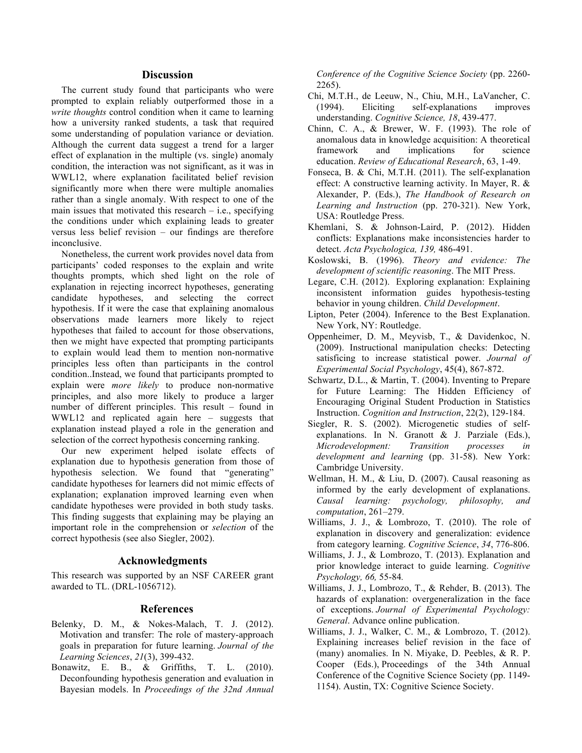## Discussion

The current study found that participants who were prompted to explain reliably outperformed those in a *write thoughts* control condition when it came to learning how a university ranked students, a task that required some understanding of population variance or deviation. Although the current data suggest a trend for a larger effect of explanation in the multiple (vs. single) anomaly condition, the interaction was not significant, as it was in WWL12, where explanation facilitated belief revision significantly more when there were multiple anomalies rather than a single anomaly. With respect to one of the main issues that motivated this research – i.e., specifying the conditions under which explaining leads to greater versus less belief revision – our findings are therefore inconclusive.

Nonetheless, the current work provides novel data from participants' coded responses to the explain and write thoughts prompts, which shed light on the role of explanation in rejecting incorrect hypotheses, generating candidate hypotheses, and selecting the correct hypothesis. If it were the case that explaining anomalous observations made learners more likely to reject hypotheses that failed to account for those observations, then we might have expected that prompting participants to explain would lead them to mention non-normative principles less often than participants in the control condition..Instead, we found that participants prompted to explain were *more likely* to produce non-normative principles, and also more likely to produce a larger number of different principles. This result – found in WWL12 and replicated again here – suggests that explanation instead played a role in the generation and selection of the correct hypothesis concerning ranking.

Our new experiment helped isolate effects of explanation due to hypothesis generation from those of hypothesis selection. We found that "generating" candidate hypotheses for learners did not mimic effects of explanation; explanation improved learning even when candidate hypotheses were provided in both study tasks. This finding suggests that explaining may be playing an important role in the comprehension or *selection* of the correct hypothesis (see also Siegler, 2002).

## Acknowledgments

This research was supported by an NSF CAREER grant awarded to TL. (DRL-1056712).

## References

Belenky, D. M., & Nokes-Malach, T. J. (2012). Motivation and transfer: The role of mastery-approach goals in preparation for future learning. *Journal of the Learning Sciences*, *21*(3), 399-432.

Bonawitz, E. B., & Griffiths, T. L. (2010). Deconfounding hypothesis generation and evaluation in Bayesian models. In *Proceedings of the 32nd Annual Conference of the Cognitive Science Society* (pp. 2260-2265).

Chi, M.T.H., de Leeuw, N., Chiu, M.H., LaVancher, C. (1994). Eliciting self-explanations improves understanding. *Cognitive Science, 18*, 439-477.

Chinn, C. A., & Brewer, W. F. (1993). The role of anomalous data in knowledge acquisition: A theoretical framework and implications for science education. *Review of Educational Research*, 63, 1-49.

Fonseca, B. & Chi, M.T.H. (2011). The self-explanation effect: A constructive learning activity. In Mayer, R. & Alexander, P. (Eds.), *The Handbook of Research on Learning and Instruction* (pp. 270-321). New York, USA: Routledge Press.

Khemlani, S. & Johnson-Laird, P. (2012). Hidden conflicts: Explanations make inconsistencies harder to detect. *Acta Psychologica, 139,* 486-491.

Koslowski, B. (1996). *Theory and evidence: The development of scientific reasoning*. The MIT Press.

Legare, C.H. (2012). Exploring explanation: Explaining inconsistent information guides hypothesis-testing behavior in young children. *Child Development*.

Lipton, Peter (2004). Inference to the Best Explanation. New York, NY: Routledge.

Oppenheimer, D. M., Meyvisb, T., & Davidenkoc, N. (2009). Instructional manipulation checks: Detecting satisficing to increase statistical power. *Journal of Experimental Social Psychology*, 45(4), 867-872.

Schwartz, D.L., & Martin, T. (2004). Inventing to Prepare for Future Learning: The Hidden Efficiency of Encouraging Original Student Production in Statistics Instruction. *Cognition and Instruction*, 22(2), 129-184.

Siegler, R. S. (2002). Microgenetic studies of self-explanations. In N. Granott & J. Parziale (Eds.), *Microdevelopment: Transition processes in development and learning* (pp. 31-58). New York: Cambridge University.

Wellman, H. M., & Liu, D. (2007). Causal reasoning as informed by the early development of explanations. *Causal learning: psychology, philosophy, and computation*, 261–279.

Williams, J. J., & Lombrozo, T. (2010). The role of explanation in discovery and generalization: evidence from category learning. *Cognitive Science*, *34*, 776-806.

Williams, J. J., & Lombrozo, T. (2013). Explanation and prior knowledge interact to guide learning. *Cognitive Psychology, 66,* 55-84*.*

Williams, J. J., Lombrozo, T., & Rehder, B. (2013). The hazards of explanation: overgeneralization in the face of exceptions. *Journal of Experimental Psychology: General*. Advance online publication.

Williams, J. J., Walker, C. M., & Lombrozo, T. (2012). Explaining increases belief revision in the face of (many) anomalies. In N. Miyake, D. Peebles, & R. P. Cooper (Eds.), Proceedings of the 34th Annual Conference of the Cognitive Science Society (pp. 1149-1154). Austin, TX: Cognitive Science Society.